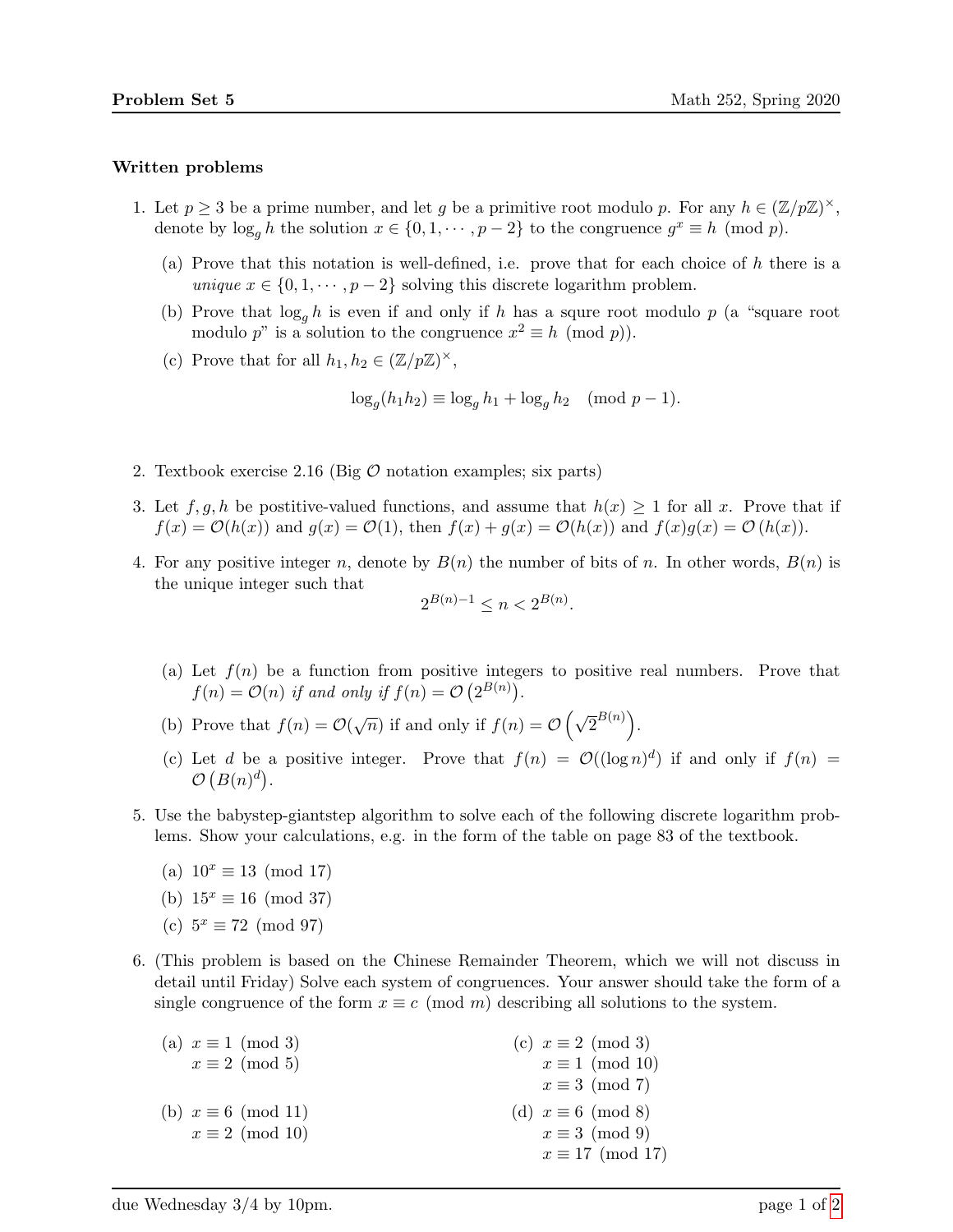## Written problems

1. Let $p \geq 3$ be a prime number, and let $g$ be a primitive root modulo $p$. For any $h \in (\mathbb{Z}/p\mathbb{Z})^\times$, denote by $\log_g h$ the solution $x \in \{0, 1, \cdots, p-2\}$ to the congruence $g^x \equiv h \pmod{p}$.

   (a) Prove that this notation is well-defined, i.e. prove that for each choice of $h$ there is a *unique* $x \in \{0, 1, \cdots, p-2\}$ solving this discrete logarithm problem.

   (b) Prove that $\log_g h$ is even if and only if $h$ has a squre root modulo $p$ (a "square root modulo $p$" is a solution to the congruence $x^2 \equiv h \pmod{p}$).

   (c) Prove that for all $h_1, h_2 \in (\mathbb{Z}/p\mathbb{Z})^\times$,

   $$\log_g(h_1 h_2) \equiv \log_g h_1 + \log_g h_2 \pmod{p-1}.$$

2. Textbook exercise 2.16 (Big $\mathcal{O}$ notation examples; six parts)

3. Let $f, g, h$ be postitive-valued functions, and assume that $h(x) \geq 1$ for all $x$. Prove that if $f(x) = \mathcal{O}(h(x))$ and $g(x) = \mathcal{O}(1)$, then $f(x) + g(x) = \mathcal{O}(h(x))$ and $f(x)g(x) = \mathcal{O}(h(x))$.

4. For any positive integer $n$, denote by $B(n)$ the number of bits of $n$. In other words, $B(n)$ is the unique integer such that

   $$2^{B(n)-1} \leq n < 2^{B(n)}.$$

   (a) Let $f(n)$ be a function from positive integers to positive real numbers. Prove that $f(n) = \mathcal{O}(n)$ *if and only if* $f(n) = \mathcal{O}\left(2^{B(n)}\right)$.

   (b) Prove that $f(n) = \mathcal{O}(\sqrt{n})$ if and only if $f(n) = \mathcal{O}\left(\sqrt{2}^{B(n)}\right)$.

   (c) Let $d$ be a positive integer. Prove that $f(n) = \mathcal{O}((\log n)^d)$ if and only if $f(n) = \mathcal{O}\left(B(n)^d\right)$.

5. Use the babystep-giantstep algorithm to solve each of the following discrete logarithm problems. Show your calculations, e.g. in the form of the table on page 83 of the textbook.

   (a) $10^x \equiv 13 \pmod{17}$

   (b) $15^x \equiv 16 \pmod{37}$

   (c) $5^x \equiv 72 \pmod{97}$

6. (This problem is based on the Chinese Remainder Theorem, which we will not discuss in detail until Friday) Solve each system of congruences. Your answer should take the form of a single congruence of the form $x \equiv c \pmod{m}$ describing all solutions to the system.

   (a) $x \equiv 1 \pmod{3}$
   $x \equiv 2 \pmod{5}$

   (b) $x \equiv 6 \pmod{11}$
   $x \equiv 2 \pmod{10}$

   (c) $x \equiv 2 \pmod{3}$
   $x \equiv 1 \pmod{10}$
   $x \equiv 3 \pmod{7}$

   (d) $x \equiv 6 \pmod{8}$
   $x \equiv 3 \pmod{9}$
   $x \equiv 17 \pmod{17}$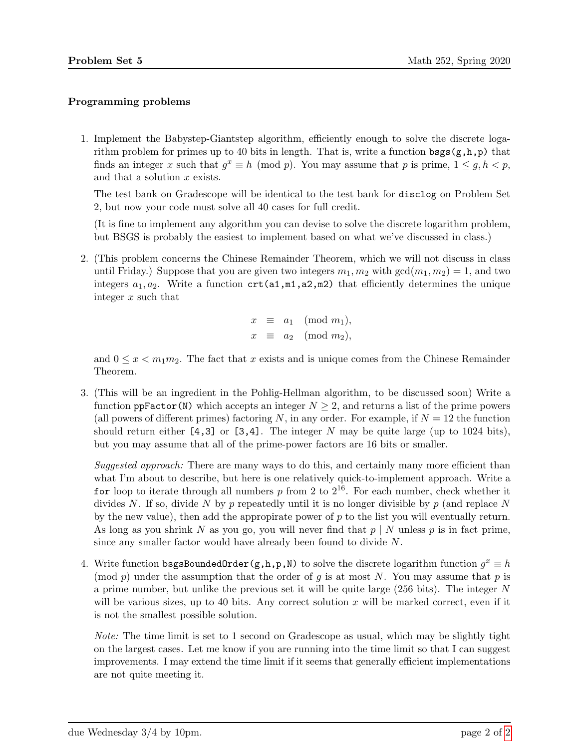## Programming problems

1. Implement the Babystep-Giantstep algorithm, efficiently enough to solve the discrete logarithm problem for primes up to 40 bits in length. That is, write a function `bsgs(g,h,p)` that finds an integer $x$ such that $g^x \equiv h \pmod{p}$. You may assume that $p$ is prime, $1 \leq g, h < p$, and that a solution $x$ exists.

   The test bank on Gradescope will be identical to the test bank for `disclog` on Problem Set 2, but now your code must solve all 40 cases for full credit.

   (It is fine to implement any algorithm you can devise to solve the discrete logarithm problem, but BSGS is probably the easiest to implement based on what we've discussed in class.)

2. (This problem concerns the Chinese Remainder Theorem, which we will not discuss in class until Friday.) Suppose that you are given two integers $m_1, m_2$ with $\gcd(m_1, m_2) = 1$, and two integers $a_1, a_2$. Write a function `crt(a1,m1,a2,m2)` that efficiently determines the unique integer $x$ such that

$$\begin{aligned} x &\equiv a_1 \pmod{m_1}, \\ x &\equiv a_2 \pmod{m_2}, \end{aligned}$$

   and $0 \leq x < m_1 m_2$. The fact that $x$ exists and is unique comes from the Chinese Remainder Theorem.

3. (This will be an ingredient in the Pohlig-Hellman algorithm, to be discussed soon) Write a function `ppFactor(N)` which accepts an integer $N \geq 2$, and returns a list of the prime powers (all powers of different primes) factoring $N$, in any order. For example, if $N = 12$ the function should return either `[4,3]` or `[3,4]`. The integer $N$ may be quite large (up to 1024 bits), but you may assume that all of the prime-power factors are 16 bits or smaller.

   *Suggested approach:* There are many ways to do this, and certainly many more efficient than what I'm about to describe, but here is one relatively quick-to-implement approach. Write a `for` loop to iterate through all numbers $p$ from 2 to $2^{16}$. For each number, check whether it divides $N$. If so, divide $N$ by $p$ repeatedly until it is no longer divisible by $p$ (and replace $N$ by the new value), then add the appropirate power of $p$ to the list you will eventually return. As long as you shrink $N$ as you go, you will never find that $p \mid N$ unless $p$ is in fact prime, since any smaller factor would have already been found to divide $N$.

4. Write function `bsgsBoundedOrder(g,h,p,N)` to solve the discrete logarithm function $g^x \equiv h \pmod{p}$ under the assumption that the order of $g$ is at most $N$. You may assume that $p$ is a prime number, but unlike the previous set it will be quite large (256 bits). The integer $N$ will be various sizes, up to 40 bits. Any correct solution $x$ will be marked correct, even if it is not the smallest possible solution.

   *Note:* The time limit is set to 1 second on Gradescope as usual, which may be slightly tight on the largest cases. Let me know if you are running into the time limit so that I can suggest improvements. I may extend the time limit if it seems that generally efficient implementations are not quite meeting it.

due Wednesday 3/4 by 10pm.